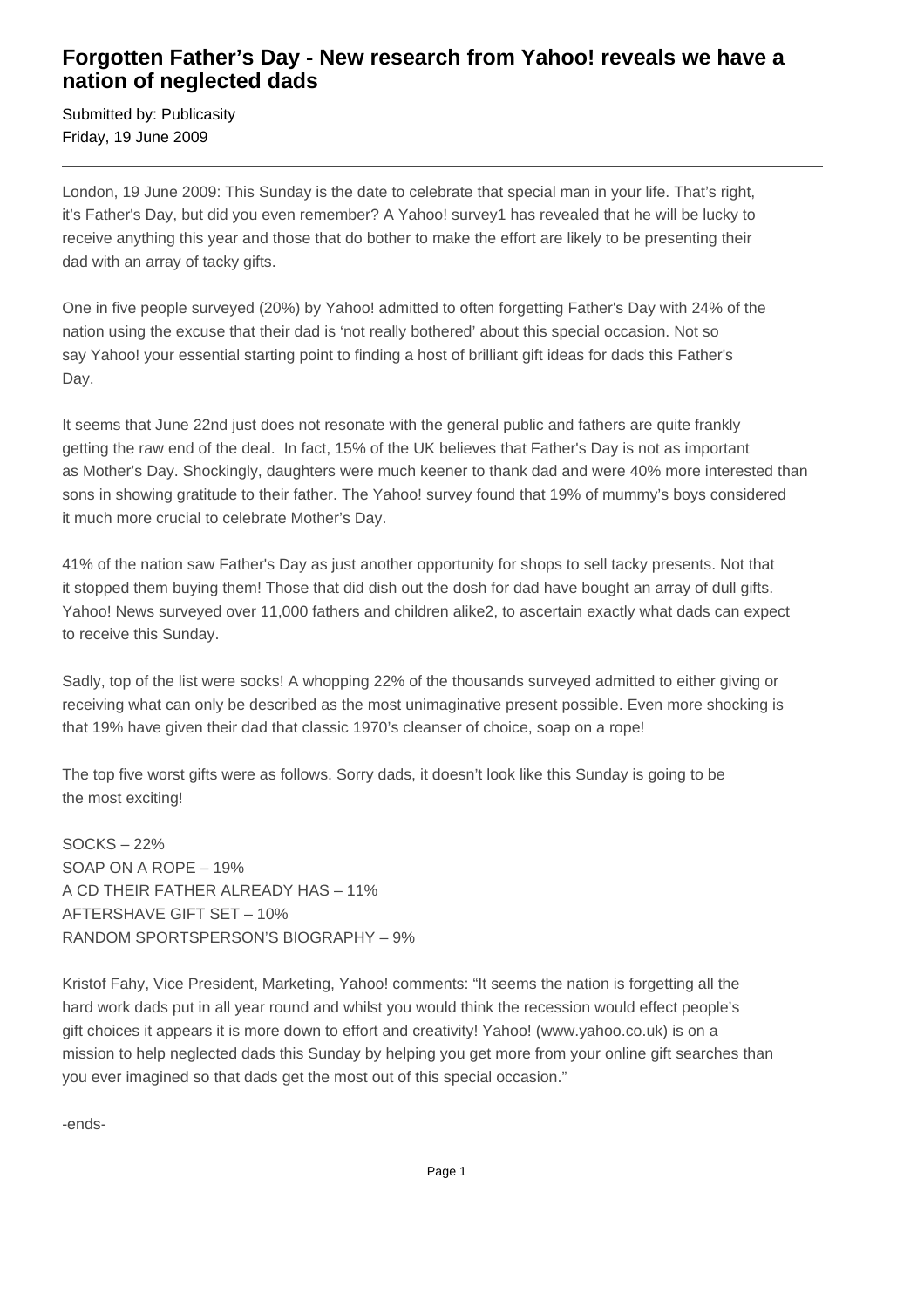# Forgotten Father's Day - New research from Yahoo! reveals we have a nation of neglected dads

Submitted by: Publicasity
Friday, 19 June 2009

---

London, 19 June 2009: This Sunday is the date to celebrate that special man in your life. That's right, it's Father's Day, but did you even remember? A Yahoo! survey[1] has revealed that he will be lucky to receive anything this year and those that do bother to make the effort are likely to be presenting their dad with an array of tacky gifts.

One in five people surveyed (20%) by Yahoo! admitted to often forgetting Father's Day with 24% of the nation using the excuse that their dad is 'not really bothered' about this special occasion. Not so say Yahoo! your essential starting point to finding a host of brilliant gift ideas for dads this Father's Day.

It seems that June 22nd just does not resonate with the general public and fathers are quite frankly getting the raw end of the deal. In fact, 15% of the UK believes that Father's Day is not as important as Mother's Day. Shockingly, daughters were much keener to thank dad and were 40% more interested than sons in showing gratitude to their father. The Yahoo! survey found that 19% of mummy's boys considered it much more crucial to celebrate Mother's Day.

41% of the nation saw Father's Day as just another opportunity for shops to sell tacky presents. Not that it stopped them buying them! Those that did dish out the dosh for dad have bought an array of dull gifts. Yahoo! News surveyed over 11,000 fathers and children alike[2], to ascertain exactly what dads can expect to receive this Sunday.

Sadly, top of the list were socks! A whopping 22% of the thousands surveyed admitted to either giving or receiving what can only be described as the most unimaginative present possible. Even more shocking is that 19% have given their dad that classic 1970's cleanser of choice, soap on a rope!

The top five worst gifts were as follows. Sorry dads, it doesn't look like this Sunday is going to be the most exciting!

SOCKS – 22%
SOAP ON A ROPE – 19%
A CD THEIR FATHER ALREADY HAS – 11%
AFTERSHAVE GIFT SET – 10%
RANDOM SPORTSPERSON'S BIOGRAPHY – 9%

Kristof Fahy, Vice President, Marketing, Yahoo! comments: "It seems the nation is forgetting all the hard work dads put in all year round and whilst you would think the recession would effect people's gift choices it appears it is more down to effort and creativity! Yahoo! (www.yahoo.co.uk) is on a mission to help neglected dads this Sunday by helping you get more from your online gift searches than you ever imagined so that dads get the most out of this special occasion."

-ends-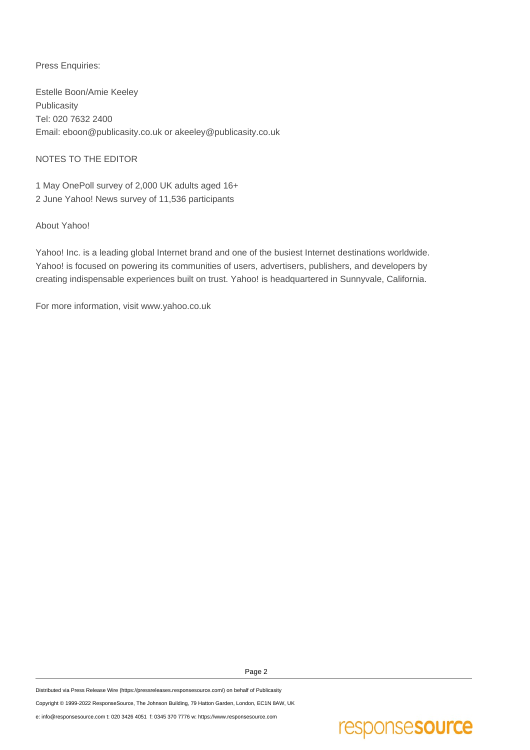Press Enquiries:

Estelle Boon/Amie Keeley
Publicasity
Tel: 020 7632 2400
Email: eboon@publicasity.co.uk or akeeley@publicasity.co.uk

NOTES TO THE EDITOR

1 May OnePoll survey of 2,000 UK adults aged 16+
2 June Yahoo! News survey of 11,536 participants

About Yahoo!

Yahoo! Inc. is a leading global Internet brand and one of the busiest Internet destinations worldwide. Yahoo! is focused on powering its communities of users, advertisers, publishers, and developers by creating indispensable experiences built on trust. Yahoo! is headquartered in Sunnyvale, California.

For more information, visit www.yahoo.co.uk